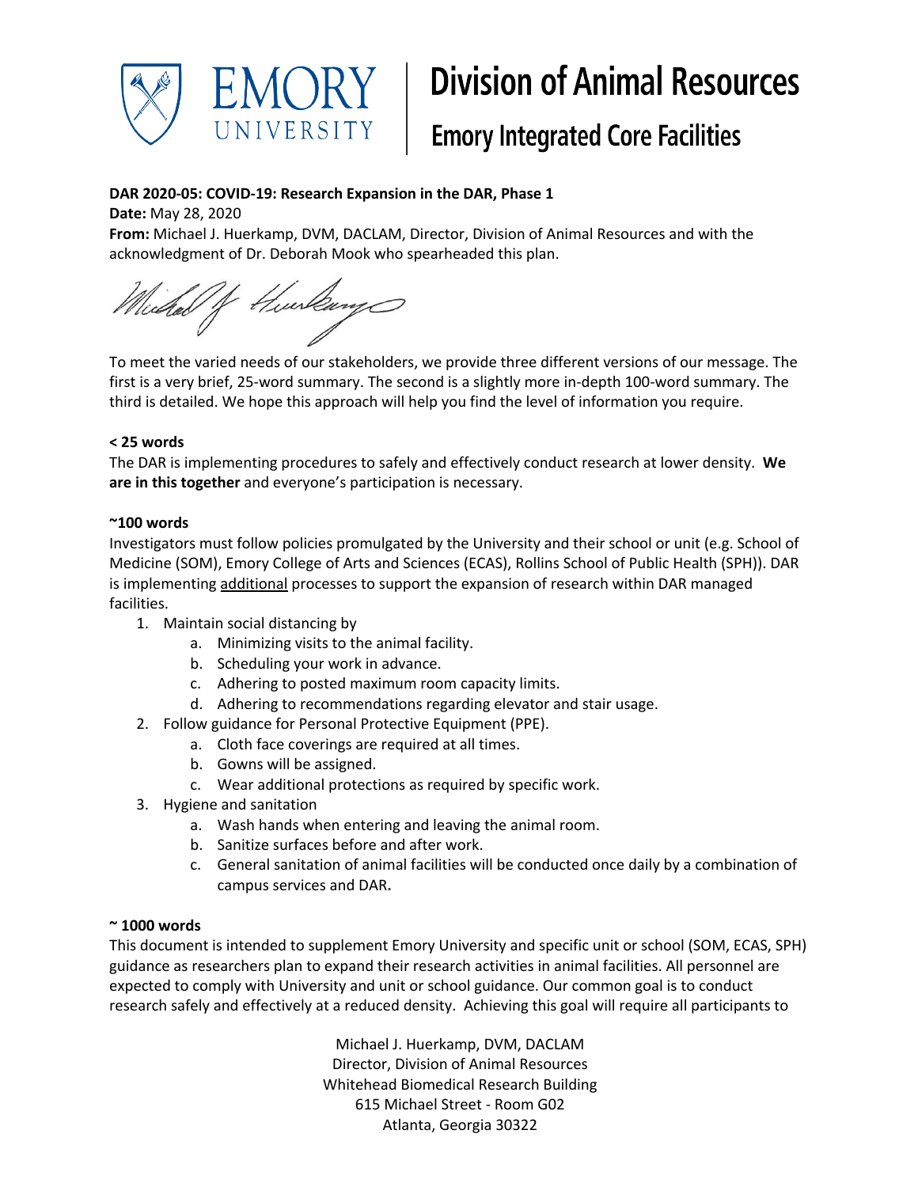**Division of Animal Resources**

**Emory Integrated Core Facilities**

**DAR 2020-05: COVID-19: Research Expansion in the DAR, Phase 1**

**Date:** May 28, 2020

**From:** Michael J. Huerkamp, DVM, DACLAM, Director, Division of Animal Resources and with the acknowledgment of Dr. Deborah Mook who spearheaded this plan.

To meet the varied needs of our stakeholders, we provide three different versions of our message. The first is a very brief, 25-word summary. The second is a slightly more in-depth 100-word summary. The third is detailed. We hope this approach will help you find the level of information you require.

**< 25 words**

The DAR is implementing procedures to safely and effectively conduct research at lower density. **We are in this together** and everyone's participation is necessary.

**~100 words**

Investigators must follow policies promulgated by the University and their school or unit (e.g. School of Medicine (SOM), Emory College of Arts and Sciences (ECAS), Rollins School of Public Health (SPH)). DAR is implementing additional processes to support the expansion of research within DAR managed facilities.

1. Maintain social distancing by
    a. Minimizing visits to the animal facility.
    b. Scheduling your work in advance.
    c. Adhering to posted maximum room capacity limits.
    d. Adhering to recommendations regarding elevator and stair usage.
2. Follow guidance for Personal Protective Equipment (PPE).
    a. Cloth face coverings are required at all times.
    b. Gowns will be assigned.
    c. Wear additional protections as required by specific work.
3. Hygiene and sanitation
    a. Wash hands when entering and leaving the animal room.
    b. Sanitize surfaces before and after work.
    c. General sanitation of animal facilities will be conducted once daily by a combination of campus services and DAR**.**

**~ 1000 words**

This document is intended to supplement Emory University and specific unit or school (SOM, ECAS, SPH) guidance as researchers plan to expand their research activities in animal facilities. All personnel are expected to comply with University and unit or school guidance. Our common goal is to conduct research safely and effectively at a reduced density. Achieving this goal will require all participants to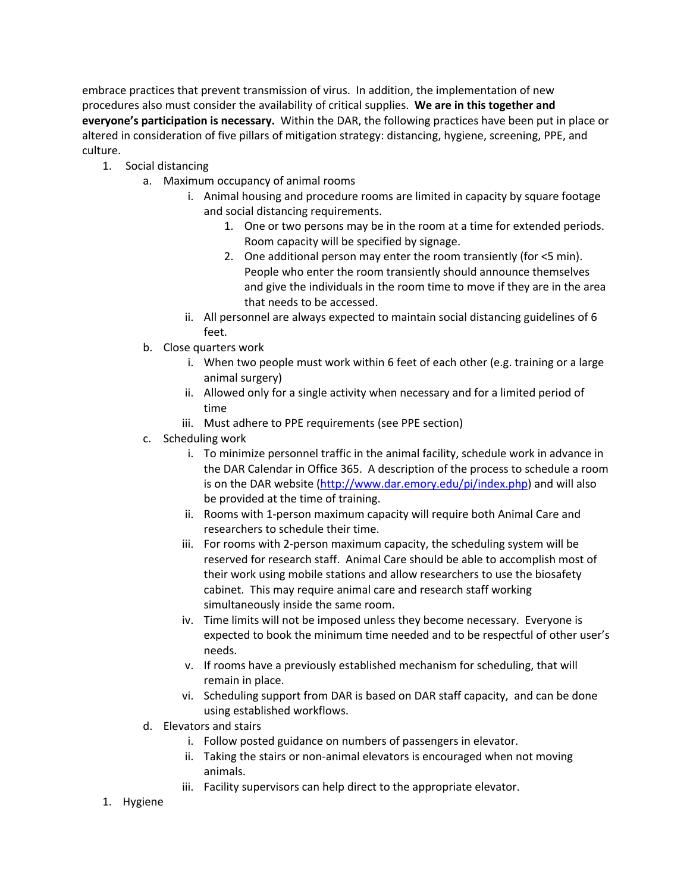embrace practices that prevent transmission of virus. In addition, the implementation of new procedures also must consider the availability of critical supplies. **We are in this together and everyone's participation is necessary.** Within the DAR, the following practices have been put in place or altered in consideration of five pillars of mitigation strategy: distancing, hygiene, screening, PPE, and culture.

1. Social distancing
   a. Maximum occupancy of animal rooms
      i. Animal housing and procedure rooms are limited in capacity by square footage and social distancing requirements.
         1. One or two persons may be in the room at a time for extended periods. Room capacity will be specified by signage.
         2. One additional person may enter the room transiently (for <5 min). People who enter the room transiently should announce themselves and give the individuals in the room time to move if they are in the area that needs to be accessed.
      ii. All personnel are always expected to maintain social distancing guidelines of 6 feet.
   b. Close quarters work
      i. When two people must work within 6 feet of each other (e.g. training or a large animal surgery)
      ii. Allowed only for a single activity when necessary and for a limited period of time
      iii. Must adhere to PPE requirements (see PPE section)
   c. Scheduling work
      i. To minimize personnel traffic in the animal facility, schedule work in advance in the DAR Calendar in Office 365. A description of the process to schedule a room is on the DAR website ([http://www.dar.emory.edu/pi/index.php](http://www.dar.emory.edu/pi/index.php)) and will also be provided at the time of training.
      ii. Rooms with 1-person maximum capacity will require both Animal Care and researchers to schedule their time.
      iii. For rooms with 2-person maximum capacity, the scheduling system will be reserved for research staff. Animal Care should be able to accomplish most of their work using mobile stations and allow researchers to use the biosafety cabinet. This may require animal care and research staff working simultaneously inside the same room.
      iv. Time limits will not be imposed unless they become necessary. Everyone is expected to book the minimum time needed and to be respectful of other user's needs.
      v. If rooms have a previously established mechanism for scheduling, that will remain in place.
      vi. Scheduling support from DAR is based on DAR staff capacity, and can be done using established workflows.
   d. Elevators and stairs
      i. Follow posted guidance on numbers of passengers in elevator.
      ii. Taking the stairs or non-animal elevators is encouraged when not moving animals.
      iii. Facility supervisors can help direct to the appropriate elevator.
1. Hygiene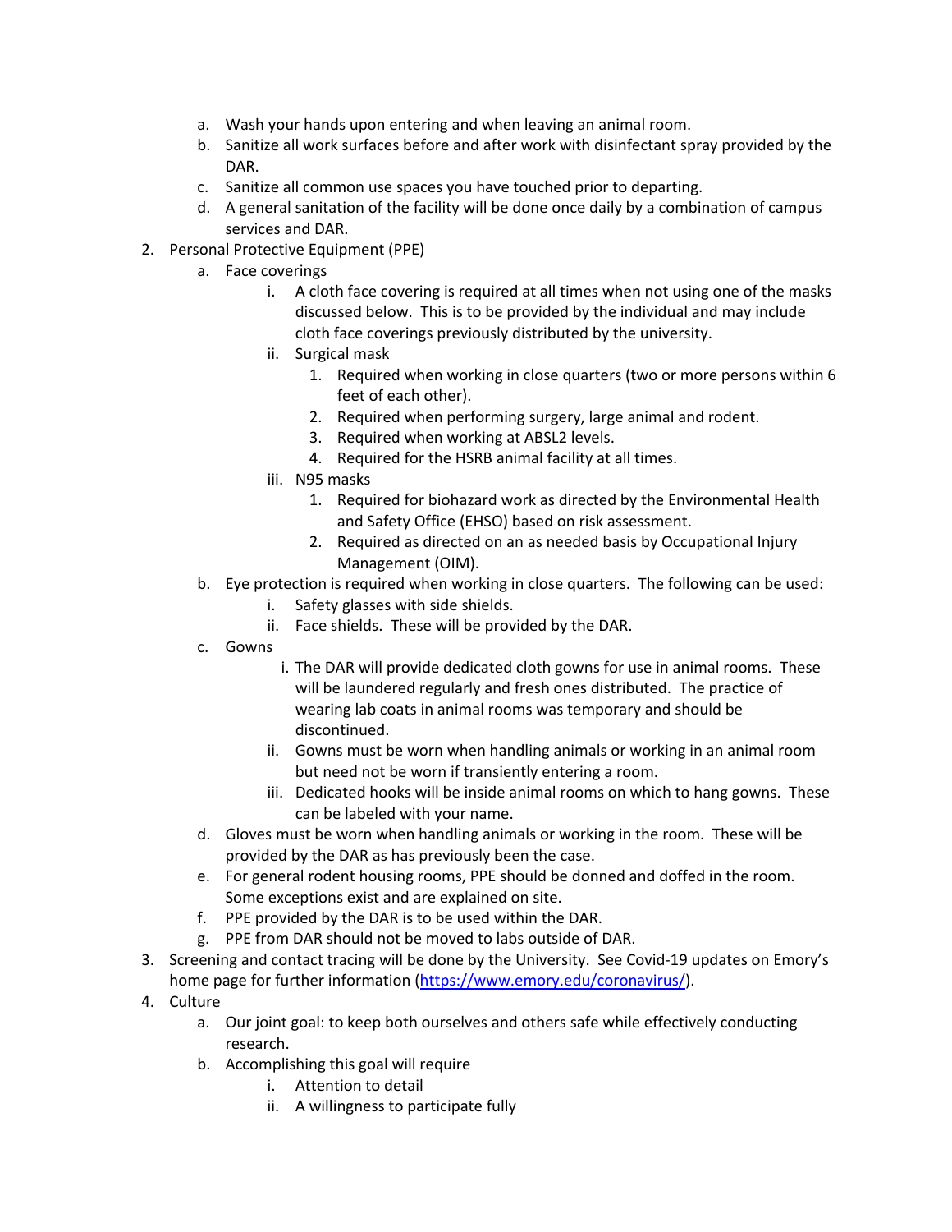a. Wash your hands upon entering and when leaving an animal room.
   b. Sanitize all work surfaces before and after work with disinfectant spray provided by the DAR.
   c. Sanitize all common use spaces you have touched prior to departing.
   d. A general sanitation of the facility will be done once daily by a combination of campus services and DAR.

2. Personal Protective Equipment (PPE)
   a. Face coverings
      i. A cloth face covering is required at all times when not using one of the masks discussed below. This is to be provided by the individual and may include cloth face coverings previously distributed by the university.
      ii. Surgical mask
         1. Required when working in close quarters (two or more persons within 6 feet of each other).
         2. Required when performing surgery, large animal and rodent.
         3. Required when working at ABSL2 levels.
         4. Required for the HSRB animal facility at all times.
      iii. N95 masks
         1. Required for biohazard work as directed by the Environmental Health and Safety Office (EHSO) based on risk assessment.
         2. Required as directed on an as needed basis by Occupational Injury Management (OIM).
   b. Eye protection is required when working in close quarters. The following can be used:
      i. Safety glasses with side shields.
      ii. Face shields. These will be provided by the DAR.
   c. Gowns
      i. The DAR will provide dedicated cloth gowns for use in animal rooms. These will be laundered regularly and fresh ones distributed. The practice of wearing lab coats in animal rooms was temporary and should be discontinued.
      ii. Gowns must be worn when handling animals or working in an animal room but need not be worn if transiently entering a room.
      iii. Dedicated hooks will be inside animal rooms on which to hang gowns. These can be labeled with your name.
   d. Gloves must be worn when handling animals or working in the room. These will be provided by the DAR as has previously been the case.
   e. For general rodent housing rooms, PPE should be donned and doffed in the room. Some exceptions exist and are explained on site.
   f. PPE provided by the DAR is to be used within the DAR.
   g. PPE from DAR should not be moved to labs outside of DAR.

3. Screening and contact tracing will be done by the University. See Covid-19 updates on Emory's home page for further information (https://www.emory.edu/coronavirus/).

4. Culture
   a. Our joint goal: to keep both ourselves and others safe while effectively conducting research.
   b. Accomplishing this goal will require
      i. Attention to detail
      ii. A willingness to participate fully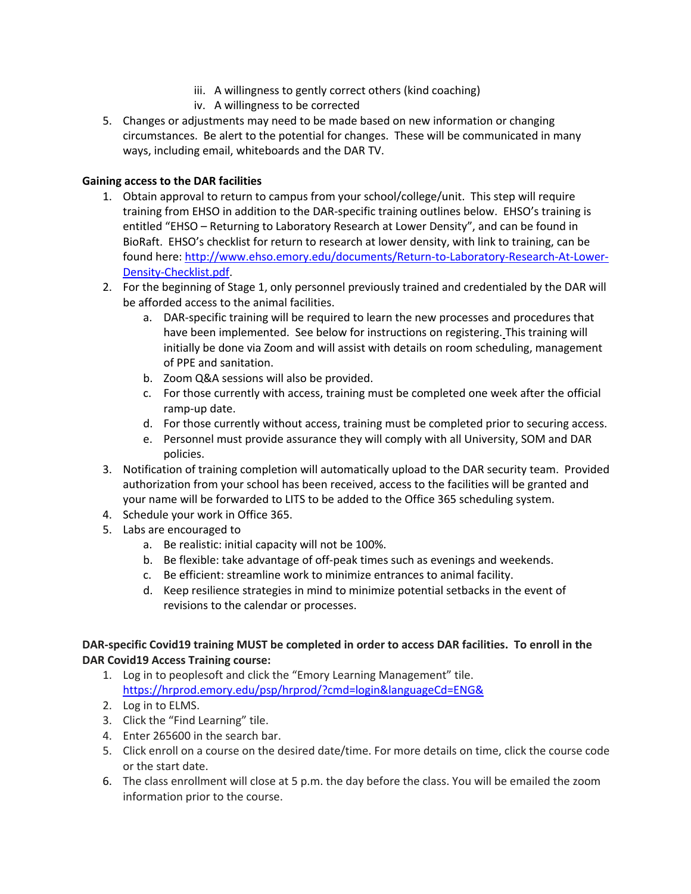iii. A willingness to gently correct others (kind coaching)
   iv. A willingness to be corrected

5. Changes or adjustments may need to be made based on new information or changing circumstances. Be alert to the potential for changes. These will be communicated in many ways, including email, whiteboards and the DAR TV.

**Gaining access to the DAR facilities**

1. Obtain approval to return to campus from your school/college/unit. This step will require training from EHSO in addition to the DAR-specific training outlines below. EHSO's training is entitled "EHSO – Returning to Laboratory Research at Lower Density", and can be found in BioRaft. EHSO's checklist for return to research at lower density, with link to training, can be found here: http://www.ehso.emory.edu/documents/Return-to-Laboratory-Research-At-Lower-Density-Checklist.pdf.
2. For the beginning of Stage 1, only personnel previously trained and credentialed by the DAR will be afforded access to the animal facilities.
   a. DAR-specific training will be required to learn the new processes and procedures that have been implemented. See below for instructions on registering. This training will initially be done via Zoom and will assist with details on room scheduling, management of PPE and sanitation.
   b. Zoom Q&A sessions will also be provided.
   c. For those currently with access, training must be completed one week after the official ramp-up date.
   d. For those currently without access, training must be completed prior to securing access.
   e. Personnel must provide assurance they will comply with all University, SOM and DAR policies.
3. Notification of training completion will automatically upload to the DAR security team. Provided authorization from your school has been received, access to the facilities will be granted and your name will be forwarded to LITS to be added to the Office 365 scheduling system.
4. Schedule your work in Office 365.
5. Labs are encouraged to
   a. Be realistic: initial capacity will not be 100%.
   b. Be flexible: take advantage of off-peak times such as evenings and weekends.
   c. Be efficient: streamline work to minimize entrances to animal facility.
   d. Keep resilience strategies in mind to minimize potential setbacks in the event of revisions to the calendar or processes.

**DAR-specific Covid19 training MUST be completed in order to access DAR facilities. To enroll in the DAR Covid19 Access Training course:**

1. Log in to peoplesoft and click the "Emory Learning Management" tile. https://hrprod.emory.edu/psp/hrprod/?cmd=login&languageCd=ENG&
2. Log in to ELMS.
3. Click the "Find Learning" tile.
4. Enter 265600 in the search bar.
5. Click enroll on a course on the desired date/time. For more details on time, click the course code or the start date.
6. The class enrollment will close at 5 p.m. the day before the class. You will be emailed the zoom information prior to the course.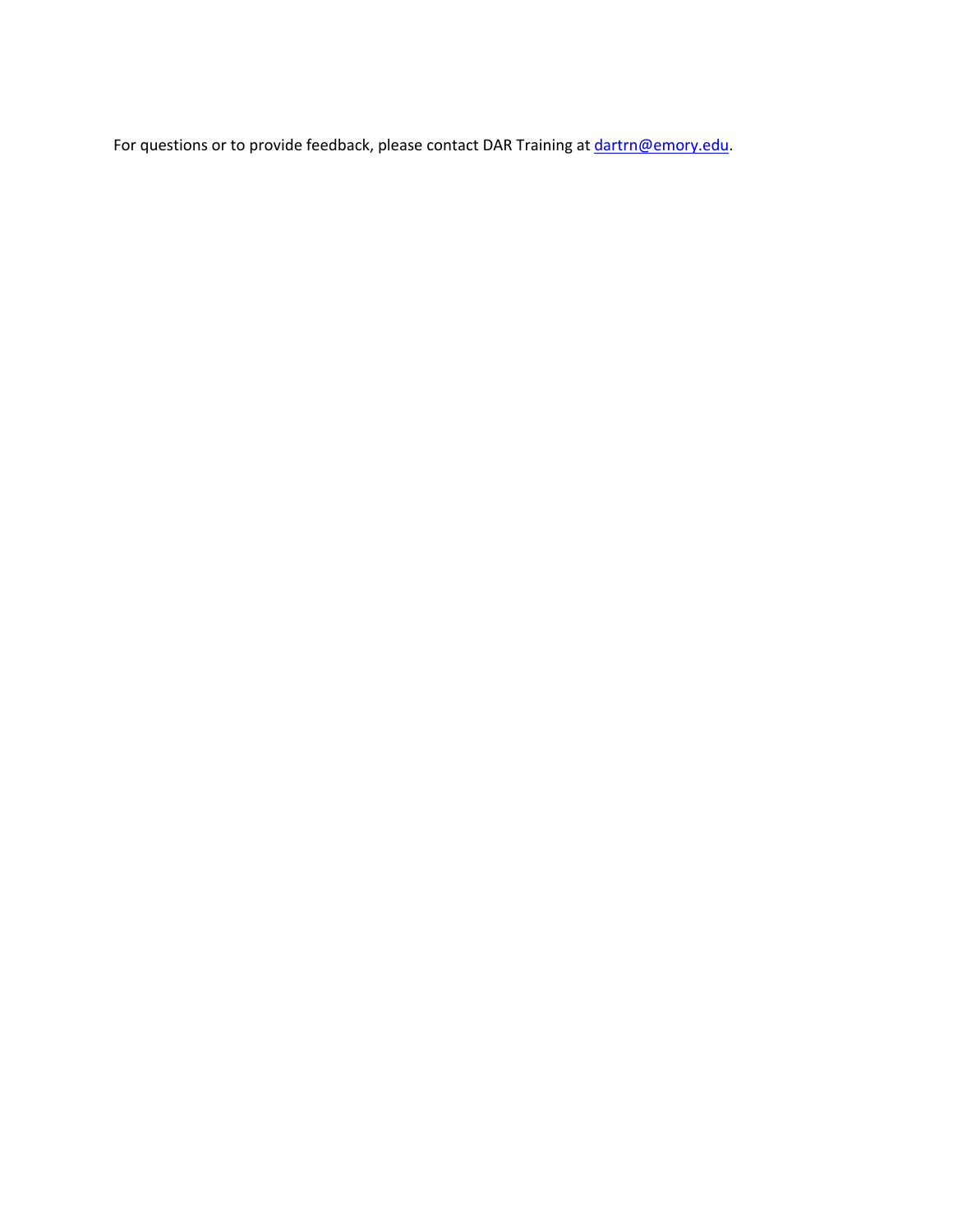For questions or to provide feedback, please contact DAR Training at [dartrn@emory.edu](mailto:dartrn@emory.edu).